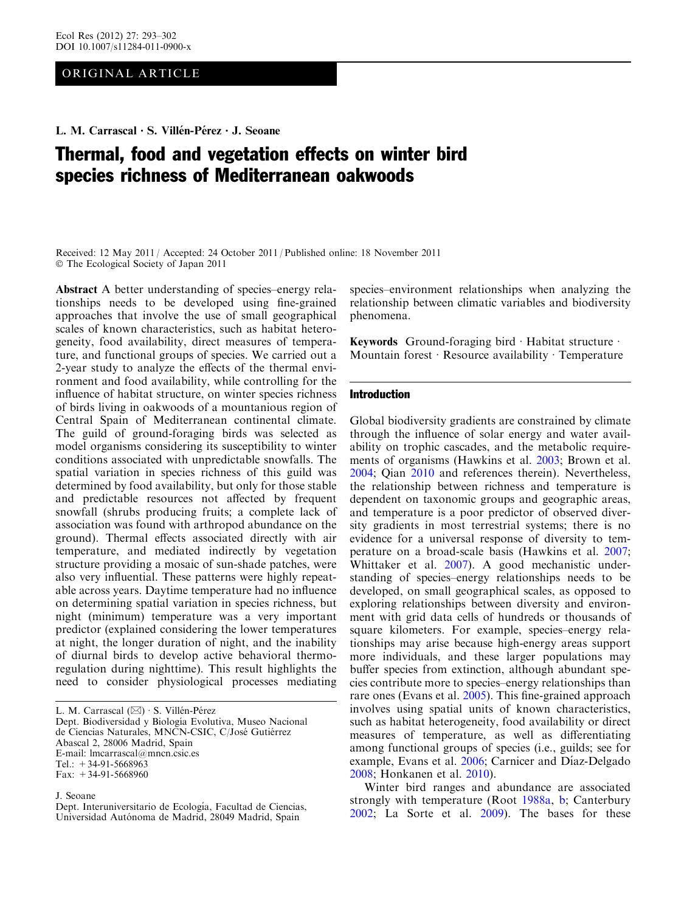ORIGINAL ARTICLE

L. M. Carrascal · S. Villén-Pérez · J. Seoane

# Thermal, food and vegetation effects on winter bird species richness of Mediterranean oakwoods

Received: 12 May 2011 / Accepted: 24 October 2011 / Published online: 18 November 2011
© The Ecological Society of Japan 2011

**Abstract** A better understanding of species–energy relationships needs to be developed using fine-grained approaches that involve the use of small geographical scales of known characteristics, such as habitat heterogeneity, food availability, direct measures of temperature, and functional groups of species. We carried out a 2-year study to analyze the effects of the thermal environment and food availability, while controlling for the influence of habitat structure, on winter species richness of birds living in oakwoods of a mountainous region of Central Spain of Mediterranean continental climate. The guild of ground-foraging birds was selected as model organisms considering its susceptibility to winter conditions associated with unpredictable snowfalls. The spatial variation in species richness of this guild was determined by food availability, but only for those stable and predictable resources not affected by frequent snowfall (shrubs producing fruits; a complete lack of association was found with arthropod abundance on the ground). Thermal effects associated directly with air temperature, and mediated indirectly by vegetation structure providing a mosaic of sun-shade patches, were also very influential. These patterns were highly repeatable across years. Daytime temperature had no influence on determining spatial variation in species richness, but night (minimum) temperature was a very important predictor (explained considering the lower temperatures at night, the longer duration of night, and the inability of diurnal birds to develop active behavioral thermoregulation during nighttime). This result highlights the need to consider physiological processes mediating species–environment relationships when analyzing the relationship between climatic variables and biodiversity phenomena.

**Keywords** Ground-foraging bird · Habitat structure · Mountain forest · Resource availability · Temperature

L. M. Carrascal (✉) · S. Villén-Pérez
Dept. Biodiversidad y Biología Evolutiva, Museo Nacional de Ciencias Naturales, MNCN-CSIC, C/José Gutiérrez Abascal 2, 28006 Madrid, Spain
E-mail: lmcarrascal@mncn.csic.es
Tel.: +34-91-5668963
Fax: +34-91-5668960

J. Seoane
Dept. Interuniversitario de Ecología, Facultad de Ciencias, Universidad Autónoma de Madrid, 28049 Madrid, Spain

## Introduction

Global biodiversity gradients are constrained by climate through the influence of solar energy and water availability on trophic cascades, and the metabolic requirements of organisms (Hawkins et al. 2003; Brown et al. 2004; Qian 2010 and references therein). Nevertheless, the relationship between richness and temperature is dependent on taxonomic groups and geographic areas, and temperature is a poor predictor of observed diversity gradients in most terrestrial systems; there is no evidence for a universal response of diversity to temperature on a broad-scale basis (Hawkins et al. 2007; Whittaker et al. 2007). A good mechanistic understanding of species–energy relationships needs to be developed, on small geographical scales, as opposed to exploring relationships between diversity and environment with grid data cells of hundreds or thousands of square kilometers. For example, species–energy relationships may arise because high-energy areas support more individuals, and these larger populations may buffer species from extinction, although abundant species contribute more to species–energy relationships than rare ones (Evans et al. 2005). This fine-grained approach involves using spatial units of known characteristics, such as habitat heterogeneity, food availability or direct measures of temperature, as well as differentiating among functional groups of species (i.e., guilds; see for example, Evans et al. 2006; Carnicer and Díaz-Delgado 2008; Honkanen et al. 2010).

Winter bird ranges and abundance are associated strongly with temperature (Root 1988a, b; Canterbury 2002; La Sorte et al. 2009). The bases for these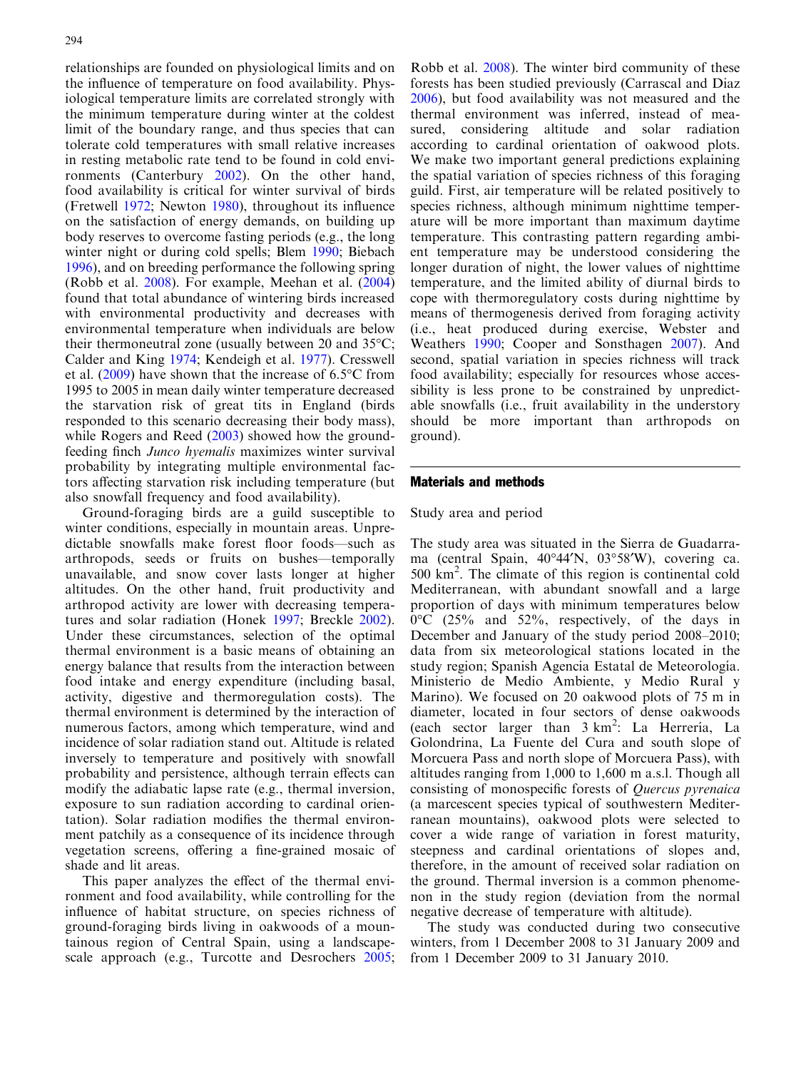relationships are founded on physiological limits and on the influence of temperature on food availability. Physiological temperature limits are correlated strongly with the minimum temperature during winter at the coldest limit of the boundary range, and thus species that can tolerate cold temperatures with small relative increases in resting metabolic rate tend to be found in cold environments (Canterbury 2002). On the other hand, food availability is critical for winter survival of birds (Fretwell 1972; Newton 1980), throughout its influence on the satisfaction of energy demands, on building up body reserves to overcome fasting periods (e.g., the long winter night or during cold spells; Blem 1990; Biebach 1996), and on breeding performance the following spring (Robb et al. 2008). For example, Meehan et al. (2004) found that total abundance of wintering birds increased with environmental productivity and decreases with environmental temperature when individuals are below their thermoneutral zone (usually between 20 and 35°C; Calder and King 1974; Kendeigh et al. 1977). Cresswell et al. (2009) have shown that the increase of 6.5°C from 1995 to 2005 in mean daily winter temperature decreased the starvation risk of great tits in England (birds responded to this scenario decreasing their body mass), while Rogers and Reed (2003) showed how the ground-feeding finch *Junco hyemalis* maximizes winter survival probability by integrating multiple environmental factors affecting starvation risk including temperature (but also snowfall frequency and food availability).

Ground-foraging birds are a guild susceptible to winter conditions, especially in mountain areas. Unpredictable snowfalls make forest floor foods—such as arthropods, seeds or fruits on bushes—temporally unavailable, and snow cover lasts longer at higher altitudes. On the other hand, fruit productivity and arthropod activity are lower with decreasing temperatures and solar radiation (Honek 1997; Breckle 2002). Under these circumstances, selection of the optimal thermal environment is a basic means of obtaining an energy balance that results from the interaction between food intake and energy expenditure (including basal, activity, digestive and thermoregulation costs). The thermal environment is determined by the interaction of numerous factors, among which temperature, wind and incidence of solar radiation stand out. Altitude is related inversely to temperature and positively with snowfall probability and persistence, although terrain effects can modify the adiabatic lapse rate (e.g., thermal inversion, exposure to sun radiation according to cardinal orientation). Solar radiation modifies the thermal environment patchily as a consequence of its incidence through vegetation screens, offering a fine-grained mosaic of shade and lit areas.

This paper analyzes the effect of the thermal environment and food availability, while controlling for the influence of habitat structure, on species richness of ground-foraging birds living in oakwoods of a mountainous region of Central Spain, using a landscape-scale approach (e.g., Turcotte and Desrochers 2005; Robb et al. 2008). The winter bird community of these forests has been studied previously (Carrascal and Diaz 2006), but food availability was not measured and the thermal environment was inferred, instead of measured, considering altitude and solar radiation according to cardinal orientation of oakwood plots. We make two important general predictions explaining the spatial variation of species richness of this foraging guild. First, air temperature will be related positively to species richness, although minimum nighttime temperature will be more important than maximum daytime temperature. This contrasting pattern regarding ambient temperature may be understood considering the longer duration of night, the lower values of nighttime temperature, and the limited ability of diurnal birds to cope with thermoregulatory costs during nighttime by means of thermogenesis derived from foraging activity (i.e., heat produced during exercise, Webster and Weathers 1990; Cooper and Sonsthagen 2007). And second, spatial variation in species richness will track food availability; especially for resources whose accessibility is less prone to be constrained by unpredictable snowfalls (i.e., fruit availability in the understory should be more important than arthropods on ground).

## Materials and methods

### Study area and period

The study area was situated in the Sierra de Guadarrama (central Spain, 40°44′N, 03°58′W), covering ca. 500 km$^2$. The climate of this region is continental cold Mediterranean, with abundant snowfall and a large proportion of days with minimum temperatures below 0°C (25% and 52%, respectively, of the days in December and January of the study period 2008–2010; data from six meteorological stations located in the study region; Spanish Agencia Estatal de Meteorología. Ministerio de Medio Ambiente, y Medio Rural y Marino). We focused on 20 oakwood plots of 75 m in diameter, located in four sectors of dense oakwoods (each sector larger than 3 km$^2$: La Herrería, La Golondrina, La Fuente del Cura and south slope of Morcuera Pass and north slope of Morcuera Pass), with altitudes ranging from 1,000 to 1,600 m a.s.l. Though all consisting of monospecific forests of *Quercus pyrenaica* (a marcescent species typical of southwestern Mediterranean mountains), oakwood plots were selected to cover a wide range of variation in forest maturity, steepness and cardinal orientations of slopes and, therefore, in the amount of received solar radiation on the ground. Thermal inversion is a common phenomenon in the study region (deviation from the normal negative decrease of temperature with altitude).

The study was conducted during two consecutive winters, from 1 December 2008 to 31 January 2009 and from 1 December 2009 to 31 January 2010.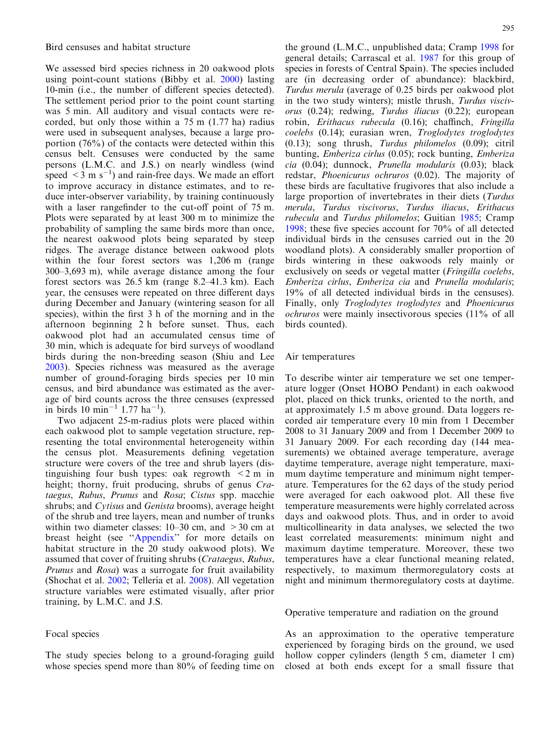### Bird censuses and habitat structure

We assessed bird species richness in 20 oakwood plots using point-count stations (Bibby et al. 2000) lasting 10-min (i.e., the number of different species detected). The settlement period prior to the point count starting was 5 min. All auditory and visual contacts were recorded, but only those within a 75 m (1.77 ha) radius were used in subsequent analyses, because a large proportion (76%) of the contacts were detected within this census belt. Censuses were conducted by the same persons (L.M.C. and J.S.) on nearly windless (wind speed $<3$ m s$^{-1}$) and rain-free days. We made an effort to improve accuracy in distance estimates, and to reduce inter-observer variability, by training continuously with a laser rangefinder to the cut-off point of 75 m. Plots were separated by at least 300 m to minimize the probability of sampling the same birds more than once, the nearest oakwood plots being separated by steep ridges. The average distance between oakwood plots within the four forest sectors was 1,206 m (range 300–3,693 m), while average distance among the four forest sectors was 26.5 km (range 8.2–41.3 km). Each year, the censuses were repeated on three different days during December and January (wintering season for all species), within the first 3 h of the morning and in the afternoon beginning 2 h before sunset. Thus, each oakwood plot had an accumulated census time of 30 min, which is adequate for bird surveys of woodland birds during the non-breeding season (Shiu and Lee 2003). Species richness was measured as the average number of ground-foraging birds species per 10 min census, and bird abundance was estimated as the average of bird counts across the three censuses (expressed in birds 10 min$^{-1}$ 1.77 ha$^{-1}$).

Two adjacent 25-m-radius plots were placed within each oakwood plot to sample vegetation structure, representing the total environmental heterogeneity within the census plot. Measurements defining vegetation structure were covers of the tree and shrub layers (distinguishing four bush types: oak regrowth $<2$ m in height; thorny, fruit producing, shrubs of genus *Crataegus*, *Rubus*, *Prunus* and *Rosa*; *Cistus* spp. macchie shrubs; and *Cytisus* and *Genista* brooms), average height of the shrub and tree layers, mean and number of trunks within two diameter classes: 10–30 cm, and $>30$ cm at breast height (see "Appendix" for more details on habitat structure in the 20 study oakwood plots). We assumed that cover of fruiting shrubs (*Crataegus*, *Rubus*, *Prunus* and *Rosa*) was a surrogate for fruit availability (Shochat et al. 2002; Tellería et al. 2008). All vegetation structure variables were estimated visually, after prior training, by L.M.C. and J.S.

### Focal species

The study species belong to a ground-foraging guild whose species spend more than 80% of feeding time on the ground (L.M.C., unpublished data; Cramp 1998 for general details; Carrascal et al. 1987 for this group of species in forests of Central Spain). The species included are (in decreasing order of abundance): blackbird, *Turdus merula* (average of 0.25 birds per oakwood plot in the two study winters); mistle thrush, *Turdus viscivorus* (0.24); redwing, *Turdus iliacus* (0.22); european robin, *Erithacus rubecula* (0.16); chaffinch, *Fringilla coelebs* (0.14); eurasian wren, *Troglodytes troglodytes* (0.13); song thrush, *Turdus philomelos* (0.09); citril bunting, *Emberiza cirlus* (0.05); rock bunting, *Emberiza cia* (0.04); dunnock, *Prunella modularis* (0.03); black redstart, *Phoenicurus ochruros* (0.02). The majority of these birds are facultative frugivores that also include a large proportion of invertebrates in their diets (*Turdus merula*, *Turdus viscivorus*, *Turdus iliacus*, *Erithacus rubecula* and *Turdus philomelos*; Guitian 1985; Cramp 1998; these five species account for 70% of all detected individual birds in the censuses carried out in the 20 woodland plots). A considerably smaller proportion of birds wintering in these oakwoods rely mainly or exclusively on seeds or vegetal matter (*Fringilla coelebs*, *Emberiza cirlus*, *Emberiza cia* and *Prunella modularis*; 19% of all detected individual birds in the censuses). Finally, only *Troglodytes troglodytes* and *Phoenicurus ochruros* were mainly insectivorous species (11% of all birds counted).

### Air temperatures

To describe winter air temperature we set one temperature logger (Onset HOBO Pendant) in each oakwood plot, placed on thick trunks, oriented to the north, and at approximately 1.5 m above ground. Data loggers recorded air temperature every 10 min from 1 December 2008 to 31 January 2009 and from 1 December 2009 to 31 January 2009. For each recording day (144 measurements) we obtained average temperature, average daytime temperature, average night temperature, maximum daytime temperature and minimum night temperature. Temperatures for the 62 days of the study period were averaged for each oakwood plot. All these five temperature measurements were highly correlated across days and oakwood plots. Thus, and in order to avoid multicollinearity in data analyses, we selected the two least correlated measurements: minimum night and maximum daytime temperature. Moreover, these two temperatures have a clear functional meaning related, respectively, to maximum thermoregulatory costs at night and minimum thermoregulatory costs at daytime.

### Operative temperature and radiation on the ground

As an approximation to the operative temperature experienced by foraging birds on the ground, we used hollow copper cylinders (length 5 cm, diameter 1 cm) closed at both ends except for a small fissure that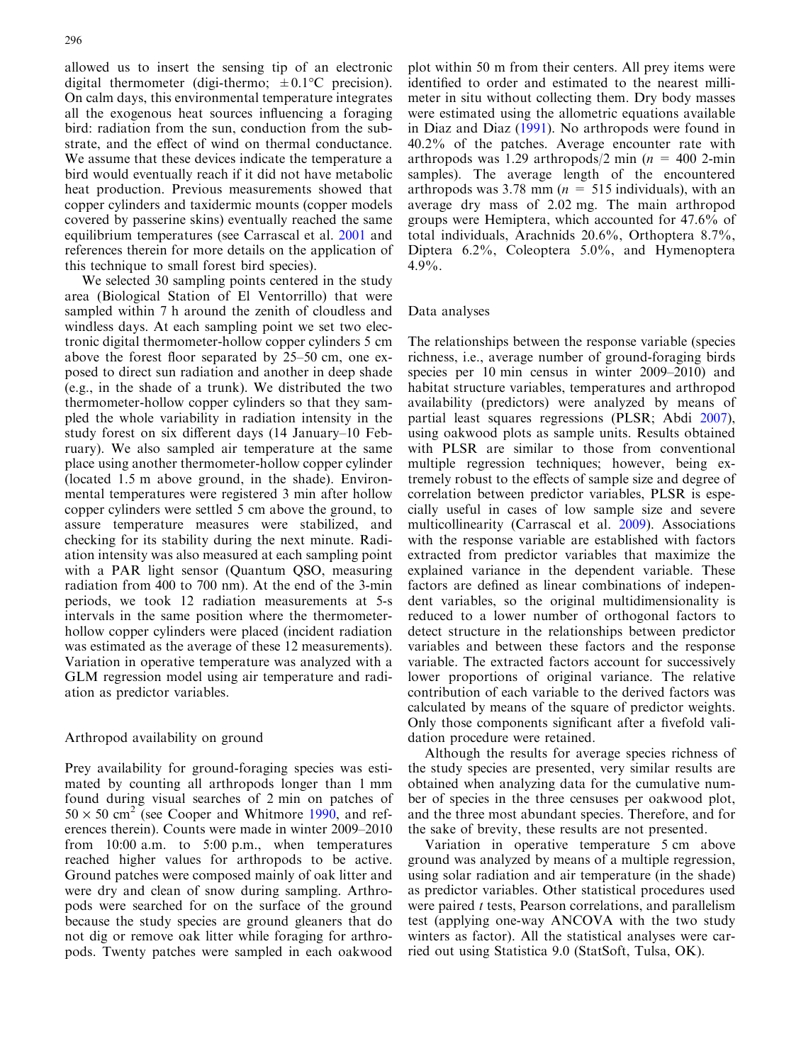allowed us to insert the sensing tip of an electronic digital thermometer (digi-thermo; $\pm 0.1$°C precision). On calm days, this environmental temperature integrates all the exogenous heat sources influencing a foraging bird: radiation from the sun, conduction from the substrate, and the effect of wind on thermal conductance. We assume that these devices indicate the temperature a bird would eventually reach if it did not have metabolic heat production. Previous measurements showed that copper cylinders and taxidermic mounts (copper models covered by passerine skins) eventually reached the same equilibrium temperatures (see Carrascal et al. 2001 and references therein for more details on the application of this technique to small forest bird species).

We selected 30 sampling points centered in the study area (Biological Station of El Ventorrillo) that were sampled within 7 h around the zenith of cloudless and windless days. At each sampling point we set two electronic digital thermometer-hollow copper cylinders 5 cm above the forest floor separated by 25–50 cm, one exposed to direct sun radiation and another in deep shade (e.g., in the shade of a trunk). We distributed the two thermometer-hollow copper cylinders so that they sampled the whole variability in radiation intensity in the study forest on six different days (14 January–10 February). We also sampled air temperature at the same place using another thermometer-hollow copper cylinder (located 1.5 m above ground, in the shade). Environmental temperatures were registered 3 min after hollow copper cylinders were settled 5 cm above the ground, to assure temperature measures were stabilized, and checking for its stability during the next minute. Radiation intensity was also measured at each sampling point with a PAR light sensor (Quantum QSO, measuring radiation from 400 to 700 nm). At the end of the 3-min periods, we took 12 radiation measurements at 5-s intervals in the same position where the thermometer-hollow copper cylinders were placed (incident radiation was estimated as the average of these 12 measurements). Variation in operative temperature was analyzed with a GLM regression model using air temperature and radiation as predictor variables.

## Arthropod availability on ground

Prey availability for ground-foraging species was estimated by counting all arthropods longer than 1 mm found during visual searches of 2 min on patches of $50 \times 50$ cm$^2$ (see Cooper and Whitmore 1990, and references therein). Counts were made in winter 2009–2010 from 10:00 a.m. to 5:00 p.m., when temperatures reached higher values for arthropods to be active. Ground patches were composed mainly of oak litter and were dry and clean of snow during sampling. Arthropods were searched for on the surface of the ground because the study species are ground gleaners that do not dig or remove oak litter while foraging for arthropods. Twenty patches were sampled in each oakwood plot within 50 m from their centers. All prey items were identified to order and estimated to the nearest millimeter in situ without collecting them. Dry body masses were estimated using the allometric equations available in Diaz and Diaz (1991). No arthropods were found in 40.2% of the patches. Average encounter rate with arthropods was 1.29 arthropods/2 min ($n = 400$ 2-min samples). The average length of the encountered arthropods was 3.78 mm ($n = 515$ individuals), with an average dry mass of 2.02 mg. The main arthropod groups were Hemiptera, which accounted for 47.6% of total individuals, Arachnids 20.6%, Orthoptera 8.7%, Diptera 6.2%, Coleoptera 5.0%, and Hymenoptera 4.9%.

## Data analyses

The relationships between the response variable (species richness, i.e., average number of ground-foraging birds species per 10 min census in winter 2009–2010) and habitat structure variables, temperatures and arthropod availability (predictors) were analyzed by means of partial least squares regressions (PLSR; Abdi 2007), using oakwood plots as sample units. Results obtained with PLSR are similar to those from conventional multiple regression techniques; however, being extremely robust to the effects of sample size and degree of correlation between predictor variables, PLSR is especially useful in cases of low sample size and severe multicollinearity (Carrascal et al. 2009). Associations with the response variable are established with factors extracted from predictor variables that maximize the explained variance in the dependent variable. These factors are defined as linear combinations of independent variables, so the original multidimensionality is reduced to a lower number of orthogonal factors to detect structure in the relationships between predictor variables and between these factors and the response variable. The extracted factors account for successively lower proportions of original variance. The relative contribution of each variable to the derived factors was calculated by means of the square of predictor weights. Only those components significant after a fivefold validation procedure were retained.

Although the results for average species richness of the study species are presented, very similar results are obtained when analyzing data for the cumulative number of species in the three censuses per oakwood plot, and the three most abundant species. Therefore, and for the sake of brevity, these results are not presented.

Variation in operative temperature 5 cm above ground was analyzed by means of a multiple regression, using solar radiation and air temperature (in the shade) as predictor variables. Other statistical procedures used were paired $t$ tests, Pearson correlations, and parallelism test (applying one-way ANCOVA with the two study winters as factor). All the statistical analyses were carried out using Statistica 9.0 (StatSoft, Tulsa, OK).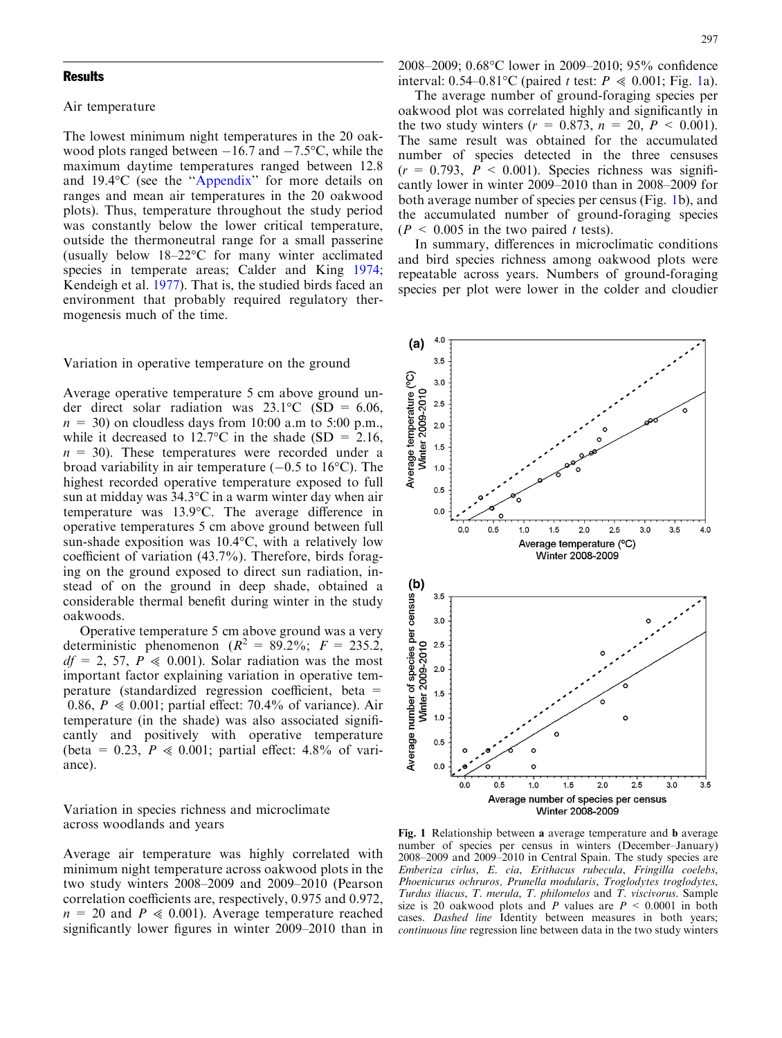## Results

### Air temperature

The lowest minimum night temperatures in the 20 oakwood plots ranged between −16.7 and −7.5°C, while the maximum daytime temperatures ranged between 12.8 and 19.4°C (see the "Appendix" for more details on ranges and mean air temperatures in the 20 oakwood plots). Thus, temperature throughout the study period was constantly below the lower critical temperature, outside the thermoneutral range for a small passerine (usually below 18–22°C for many winter acclimated species in temperate areas; Calder and King 1974; Kendeigh et al. 1977). That is, the studied birds faced an environment that probably required regulatory thermogenesis much of the time.

### Variation in operative temperature on the ground

Average operative temperature 5 cm above ground under direct solar radiation was 23.1°C (SD = 6.06, $n = 30$) on cloudless days from 10:00 a.m to 5:00 p.m., while it decreased to 12.7°C in the shade (SD = 2.16, $n = 30$). These temperatures were recorded under a broad variability in air temperature (−0.5 to 16°C). The highest recorded operative temperature exposed to full sun at midday was 34.3°C in a warm winter day when air temperature was 13.9°C. The average difference in operative temperatures 5 cm above ground between full sun-shade exposition was 10.4°C, with a relatively low coefficient of variation (43.7%). Therefore, birds foraging on the ground exposed to direct sun radiation, instead of on the ground in deep shade, obtained a considerable thermal benefit during winter in the study oakwoods.

Operative temperature 5 cm above ground was a very deterministic phenomenon ($R^2 = 89.2\%$; $F = 235.2$, $df = 2, 57$, $P \ll 0.001$). Solar radiation was the most important factor explaining variation in operative temperature (standardized regression coefficient, beta = 0.86, $P \ll 0.001$; partial effect: 70.4% of variance). Air temperature (in the shade) was also associated significantly and positively with operative temperature (beta = 0.23, $P \ll 0.001$; partial effect: 4.8% of variance).

### Variation in species richness and microclimate across woodlands and years

Average air temperature was highly correlated with minimum night temperature across oakwood plots in the two study winters 2008–2009 and 2009–2010 (Pearson correlation coefficients are, respectively, 0.975 and 0.972, $n = 20$ and $P \ll 0.001$). Average temperature reached significantly lower figures in winter 2009–2010 than in 2008–2009; 0.68°C lower in 2009–2010; 95% confidence interval: 0.54–0.81°C (paired $t$ test: $P \ll 0.001$; Fig. 1a).

The average number of ground-foraging species per oakwood plot was correlated highly and significantly in the two study winters ($r = 0.873$, $n = 20$, $P < 0.001$). The same result was obtained for the accumulated number of species detected in the three censuses ($r = 0.793$, $P < 0.001$). Species richness was significantly lower in winter 2009–2010 than in 2008–2009 for both average number of species per census (Fig. 1b), and the accumulated number of ground-foraging species ($P < 0.005$ in the two paired $t$ tests).

In summary, differences in microclimatic conditions and bird species richness among oakwood plots were repeatable across years. Numbers of ground-foraging species per plot were lower in the colder and cloudier

**Fig. 1** Relationship between **a** average temperature and **b** average number of species per census in winters (December–January) 2008–2009 and 2009–2010 in Central Spain. The study species are *Emberiza cirlus*, *E. cia*, *Erithacus rubecula*, *Fringilla coelebs*, *Phoenicurus ochruros*, *Prunella modularis*, *Troglodytes troglodytes*, *Turdus iliacus*, *T. merula*, *T. philomelos* and *T. viscivorus*. Sample size is 20 oakwood plots and $P$ values are $P < 0.0001$ in both cases. *Dashed line* Identity between measures in both years; *continuous line* regression line between data in the two study winters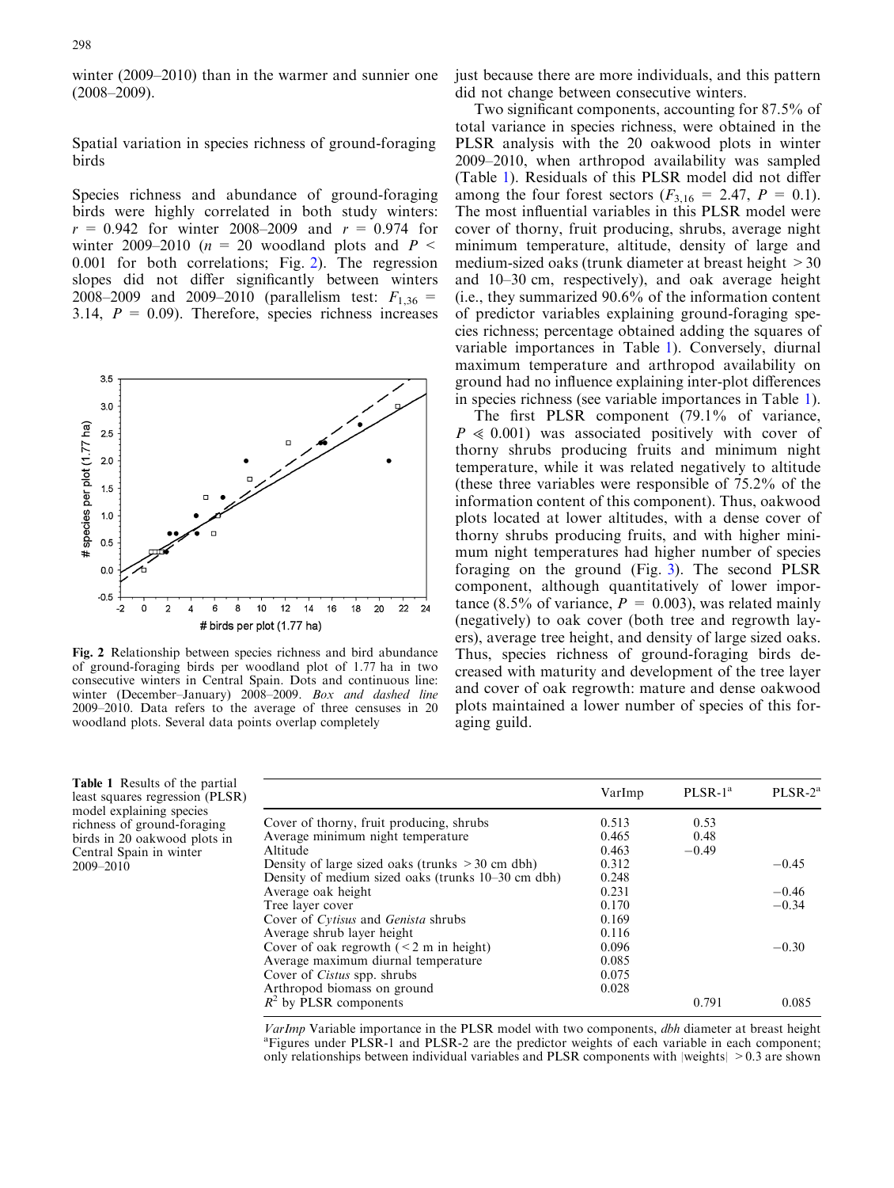winter (2009–2010) than in the warmer and sunnier one (2008–2009).

## Spatial variation in species richness of ground-foraging birds

Species richness and abundance of ground-foraging birds were highly correlated in both study winters: $r = 0.942$ for winter 2008–2009 and $r = 0.974$ for winter 2009–2010 ($n = 20$ woodland plots and $P < 0.001$ for both correlations; Fig. 2). The regression slopes did not differ significantly between winters 2008–2009 and 2009–2010 (parallelism test: $F_{1,36} = 3.14$, $P = 0.09$). Therefore, species richness increases just because there are more individuals, and this pattern did not change between consecutive winters.

**Fig. 2** Relationship between species richness and bird abundance of ground-foraging birds per woodland plot of 1.77 ha in two consecutive winters in Central Spain. Dots and continuous line: winter (December–January) 2008–2009. *Box and dashed line* 2009–2010. Data refers to the average of three censuses in 20 woodland plots. Several data points overlap completely

Two significant components, accounting for 87.5% of total variance in species richness, were obtained in the PLSR analysis with the 20 oakwood plots in winter 2009–2010, when arthropod availability was sampled (Table 1). Residuals of this PLSR model did not differ among the four forest sectors ($F_{3,16} = 2.47$, $P = 0.1$). The most influential variables in this PLSR model were cover of thorny, fruit producing, shrubs, average night minimum temperature, altitude, density of large and medium-sized oaks (trunk diameter at breast height > 30 and 10–30 cm, respectively), and oak average height (i.e., they summarized 90.6% of the information content of predictor variables explaining ground-foraging species richness; percentage obtained adding the squares of variable importances in Table 1). Conversely, diurnal maximum temperature and arthropod availability on ground had no influence explaining inter-plot differences in species richness (see variable importances in Table 1).

The first PLSR component (79.1% of variance, $P \ll 0.001$) was associated positively with cover of thorny shrubs producing fruits and minimum night temperature, while it was related negatively to altitude (these three variables were responsible of 75.2% of the information content of this component). Thus, oakwood plots located at lower altitudes, with a dense cover of thorny shrubs producing fruits, and with higher minimum night temperatures had higher number of species foraging on the ground (Fig. 3). The second PLSR component, although quantitatively of lower importance (8.5% of variance, $P = 0.003$), was related mainly (negatively) to oak cover (both tree and regrowth layers), average tree height, and density of large sized oaks. Thus, species richness of ground-foraging birds decreased with maturity and development of the tree layer and cover of oak regrowth: mature and dense oakwood plots maintained a lower number of species of this foraging guild.

**Table 1** Results of the partial least squares regression (PLSR) model explaining species richness of ground-foraging birds in 20 oakwood plots in Central Spain in winter 2009–2010

| | VarImp | PLSR-1[a] | PLSR-2[a] |
|---|---|---|---|
| Cover of thorny, fruit producing, shrubs | 0.513 | 0.53 | |
| Average minimum night temperature | 0.465 | 0.48 | |
| Altitude | 0.463 | −0.49 | |
| Density of large sized oaks (trunks > 30 cm dbh) | 0.312 | | −0.45 |
| Density of medium sized oaks (trunks 10–30 cm dbh) | 0.248 | | |
| Average oak height | 0.231 | | −0.46 |
| Tree layer cover | 0.170 | | −0.34 |
| Cover of *Cytisus* and *Genista* shrubs | 0.169 | | |
| Average shrub layer height | 0.116 | | |
| Cover of oak regrowth (< 2 m in height) | 0.096 | | −0.30 |
| Average maximum diurnal temperature | 0.085 | | |
| Cover of *Cistus* spp. shrubs | 0.075 | | |
| Arthropod biomass on ground | 0.028 | | |
| $R^2$ by PLSR components | | 0.791 | 0.085 |

*VarImp* Variable importance in the PLSR model with two components, *dbh* diameter at breast height
[a]Figures under PLSR-1 and PLSR-2 are the predictor weights of each variable in each component; only relationships between individual variables and PLSR components with |weights| > 0.3 are shown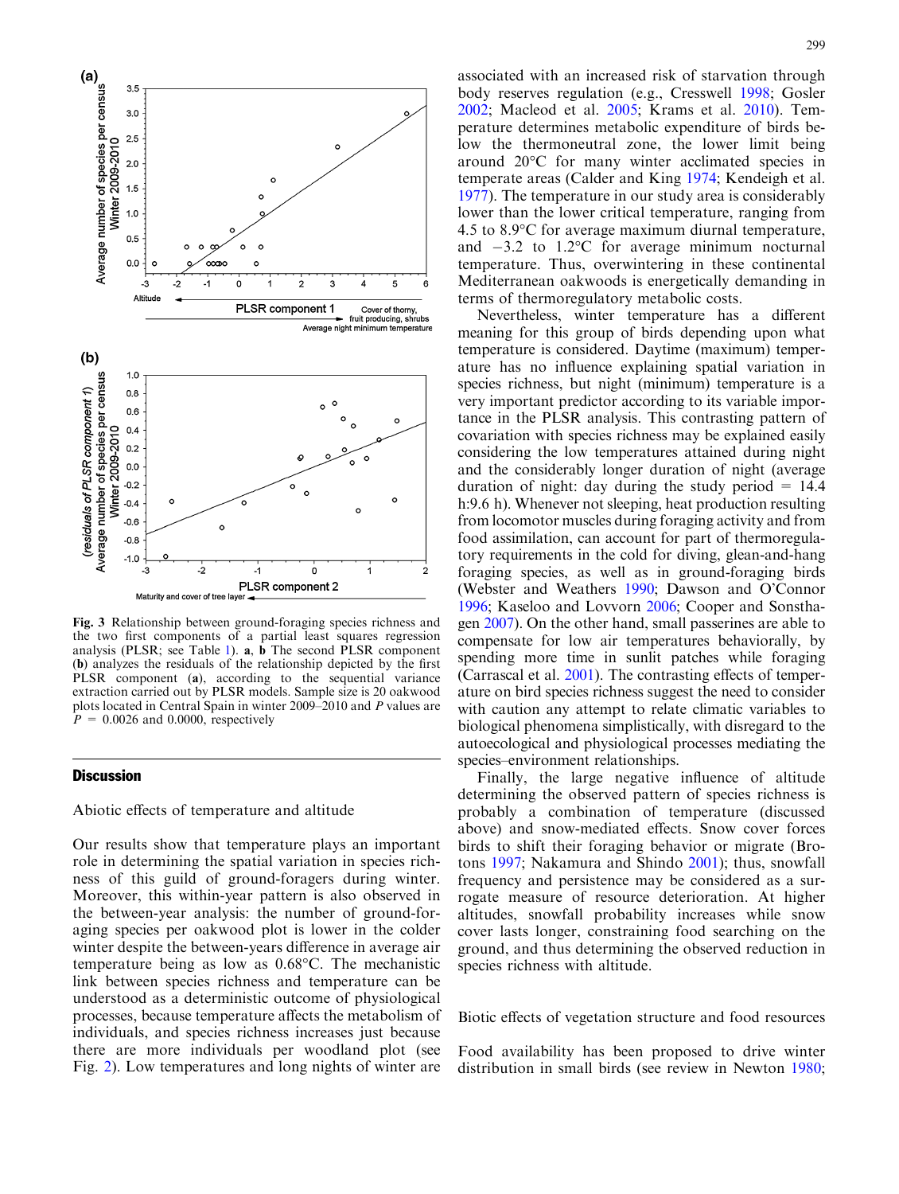Fig. 3 Relationship between ground-foraging species richness and the two first components of a partial least squares regression analysis (PLSR; see Table 1). **a**, **b** The second PLSR component (**b**) analyzes the residuals of the relationship depicted by the first PLSR component (**a**), according to the sequential variance extraction carried out by PLSR models. Sample size is 20 oakwood plots located in Central Spain in winter 2009–2010 and *P* values are $P = 0.0026$ and 0.0000, respectively

## Discussion

### Abiotic effects of temperature and altitude

Our results show that temperature plays an important role in determining the spatial variation in species richness of this guild of ground-foragers during winter. Moreover, this within-year pattern is also observed in the between-year analysis: the number of ground-foraging species per oakwood plot is lower in the colder winter despite the between-years difference in average air temperature being as low as 0.68°C. The mechanistic link between species richness and temperature can be understood as a deterministic outcome of physiological processes, because temperature affects the metabolism of individuals, and species richness increases just because there are more individuals per woodland plot (see Fig. 2). Low temperatures and long nights of winter are associated with an increased risk of starvation through body reserves regulation (e.g., Cresswell 1998; Gosler 2002; Macleod et al. 2005; Krams et al. 2010). Temperature determines metabolic expenditure of birds below the thermoneutral zone, the lower limit being around 20°C for many winter acclimated species in temperate areas (Calder and King 1974; Kendeigh et al. 1977). The temperature in our study area is considerably lower than the lower critical temperature, ranging from 4.5 to 8.9°C for average maximum diurnal temperature, and −3.2 to 1.2°C for average minimum nocturnal temperature. Thus, overwintering in these continental Mediterranean oakwoods is energetically demanding in terms of thermoregulatory metabolic costs.

Nevertheless, winter temperature has a different meaning for this group of birds depending upon what temperature is considered. Daytime (maximum) temperature has no influence explaining spatial variation in species richness, but night (minimum) temperature is a very important predictor according to its variable importance in the PLSR analysis. This contrasting pattern of covariation with species richness may be explained easily considering the low temperatures attained during night and the considerably longer duration of night (average duration of night: day during the study period = 14.4 h:9.6 h). Whenever not sleeping, heat production resulting from locomotor muscles during foraging activity and from food assimilation, can account for part of thermoregulatory requirements in the cold for diving, glean-and-hang foraging species, as well as in ground-foraging birds (Webster and Weathers 1990; Dawson and O'Connor 1996; Kaseloo and Lovvorn 2006; Cooper and Sonsthagen 2007). On the other hand, small passerines are able to compensate for low air temperatures behaviorally, by spending more time in sunlit patches while foraging (Carrascal et al. 2001). The contrasting effects of temperature on bird species richness suggest the need to consider with caution any attempt to relate climatic variables to biological phenomena simplistically, with disregard to the autoecological and physiological processes mediating the species–environment relationships.

Finally, the large negative influence of altitude determining the observed pattern of species richness is probably a combination of temperature (discussed above) and snow-mediated effects. Snow cover forces birds to shift their foraging behavior or migrate (Brotons 1997; Nakamura and Shindo 2001); thus, snowfall frequency and persistence may be considered as a surrogate measure of resource deterioration. At higher altitudes, snowfall probability increases while snow cover lasts longer, constraining food searching on the ground, and thus determining the observed reduction in species richness with altitude.

### Biotic effects of vegetation structure and food resources

Food availability has been proposed to drive winter distribution in small birds (see review in Newton 1980;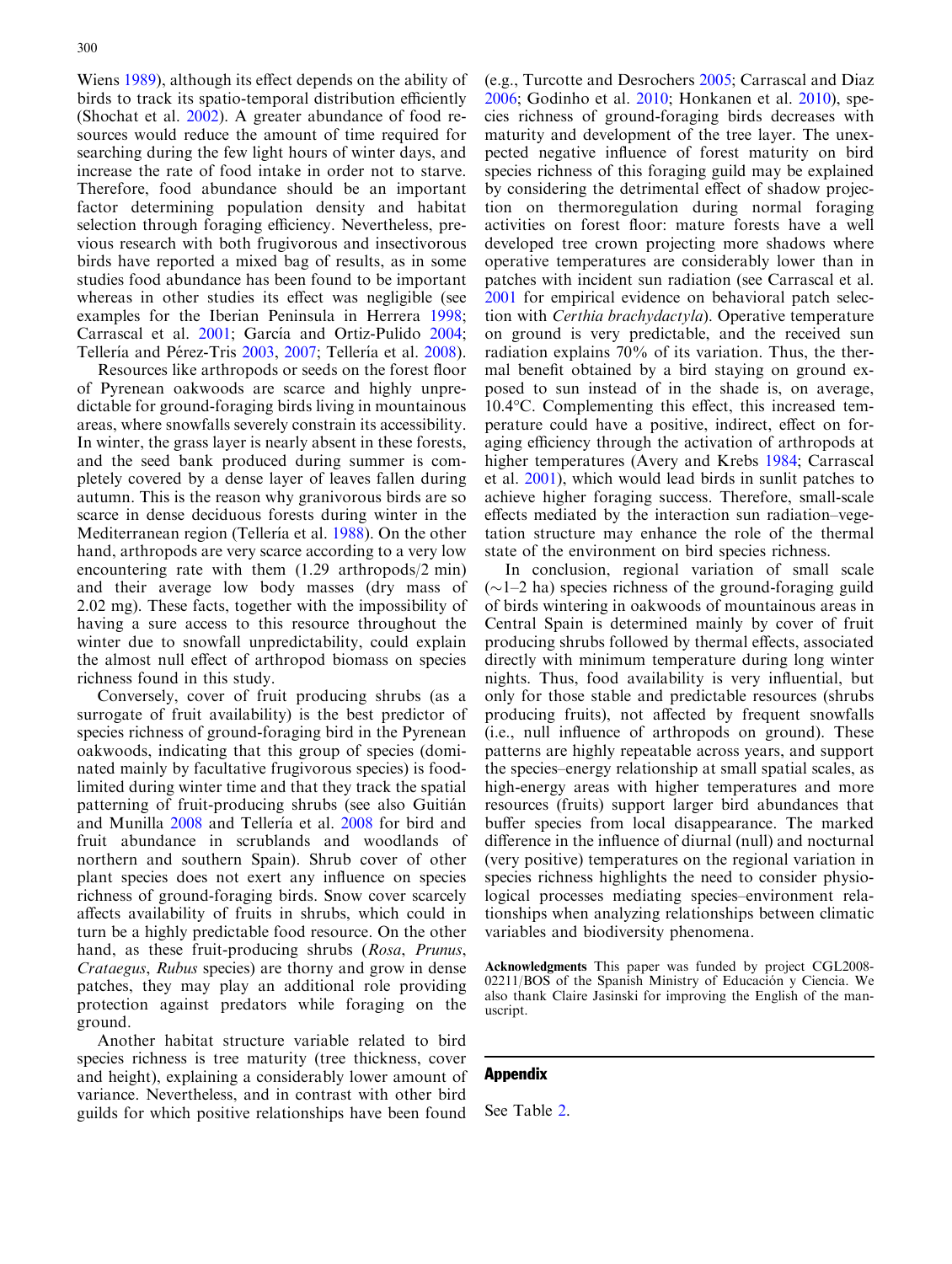Wiens 1989), although its effect depends on the ability of birds to track its spatio-temporal distribution efficiently (Shochat et al. 2002). A greater abundance of food resources would reduce the amount of time required for searching during the few light hours of winter days, and increase the rate of food intake in order not to starve. Therefore, food abundance should be an important factor determining population density and habitat selection through foraging efficiency. Nevertheless, previous research with both frugivorous and insectivorous birds have reported a mixed bag of results, as in some studies food abundance has been found to be important whereas in other studies its effect was negligible (see examples for the Iberian Peninsula in Herrera 1998; Carrascal et al. 2001; García and Ortiz-Pulido 2004; Tellería and Pérez-Tris 2003, 2007; Tellería et al. 2008).

Resources like arthropods or seeds on the forest floor of Pyrenean oakwoods are scarce and highly unpredictable for ground-foraging birds living in mountainous areas, where snowfalls severely constrain its accessibility. In winter, the grass layer is nearly absent in these forests, and the seed bank produced during summer is completely covered by a dense layer of leaves fallen during autumn. This is the reason why granivorous birds are so scarce in dense deciduous forests during winter in the Mediterranean region (Tellería et al. 1988). On the other hand, arthropods are very scarce according to a very low encountering rate with them (1.29 arthropods/2 min) and their average low body masses (dry mass of 2.02 mg). These facts, together with the impossibility of having a sure access to this resource throughout the winter due to snowfall unpredictability, could explain the almost null effect of arthropod biomass on species richness found in this study.

Conversely, cover of fruit producing shrubs (as a surrogate of fruit availability) is the best predictor of species richness of ground-foraging bird in the Pyrenean oakwoods, indicating that this group of species (dominated mainly by facultative frugivorous species) is food-limited during winter time and that they track the spatial patterning of fruit-producing shrubs (see also Guitián and Munilla 2008 and Tellería et al. 2008 for bird and fruit abundance in scrublands and woodlands of northern and southern Spain). Shrub cover of other plant species does not exert any influence on species richness of ground-foraging birds. Snow cover scarcely affects availability of fruits in shrubs, which could in turn be a highly predictable food resource. On the other hand, as these fruit-producing shrubs (*Rosa*, *Prunus*, *Crataegus*, *Rubus* species) are thorny and grow in dense patches, they may play an additional role providing protection against predators while foraging on the ground.

Another habitat structure variable related to bird species richness is tree maturity (tree thickness, cover and height), explaining a considerably lower amount of variance. Nevertheless, and in contrast with other bird guilds for which positive relationships have been found (e.g., Turcotte and Desrochers 2005; Carrascal and Diaz 2006; Godinho et al. 2010; Honkanen et al. 2010), species richness of ground-foraging birds decreases with maturity and development of the tree layer. The unexpected negative influence of forest maturity on bird species richness of this foraging guild may be explained by considering the detrimental effect of shadow projection on thermoregulation during normal foraging activities on forest floor: mature forests have a well developed tree crown projecting more shadows where operative temperatures are considerably lower than in patches with incident sun radiation (see Carrascal et al. 2001 for empirical evidence on behavioral patch selection with *Certhia brachydactyla*). Operative temperature on ground is very predictable, and the received sun radiation explains 70% of its variation. Thus, the thermal benefit obtained by a bird staying on ground exposed to sun instead of in the shade is, on average, 10.4°C. Complementing this effect, this increased temperature could have a positive, indirect, effect on foraging efficiency through the activation of arthropods at higher temperatures (Avery and Krebs 1984; Carrascal et al. 2001), which would lead birds in sunlit patches to achieve higher foraging success. Therefore, small-scale effects mediated by the interaction sun radiation–vegetation structure may enhance the role of the thermal state of the environment on bird species richness.

In conclusion, regional variation of small scale (~1–2 ha) species richness of the ground-foraging guild of birds wintering in oakwoods of mountainous areas in Central Spain is determined mainly by cover of fruit producing shrubs followed by thermal effects, associated directly with minimum temperature during long winter nights. Thus, food availability is very influential, but only for those stable and predictable resources (shrubs producing fruits), not affected by frequent snowfalls (i.e., null influence of arthropods on ground). These patterns are highly repeatable across years, and support the species–energy relationship at small spatial scales, as high-energy areas with higher temperatures and more resources (fruits) support larger bird abundances that buffer species from local disappearance. The marked difference in the influence of diurnal (null) and nocturnal (very positive) temperatures on the regional variation in species richness highlights the need to consider physiological processes mediating species–environment relationships when analyzing relationships between climatic variables and biodiversity phenomena.

**Acknowledgments** This paper was funded by project CGL2008-02211/BOS of the Spanish Ministry of Educación y Ciencia. We also thank Claire Jasinski for improving the English of the manuscript.

## Appendix

See Table 2.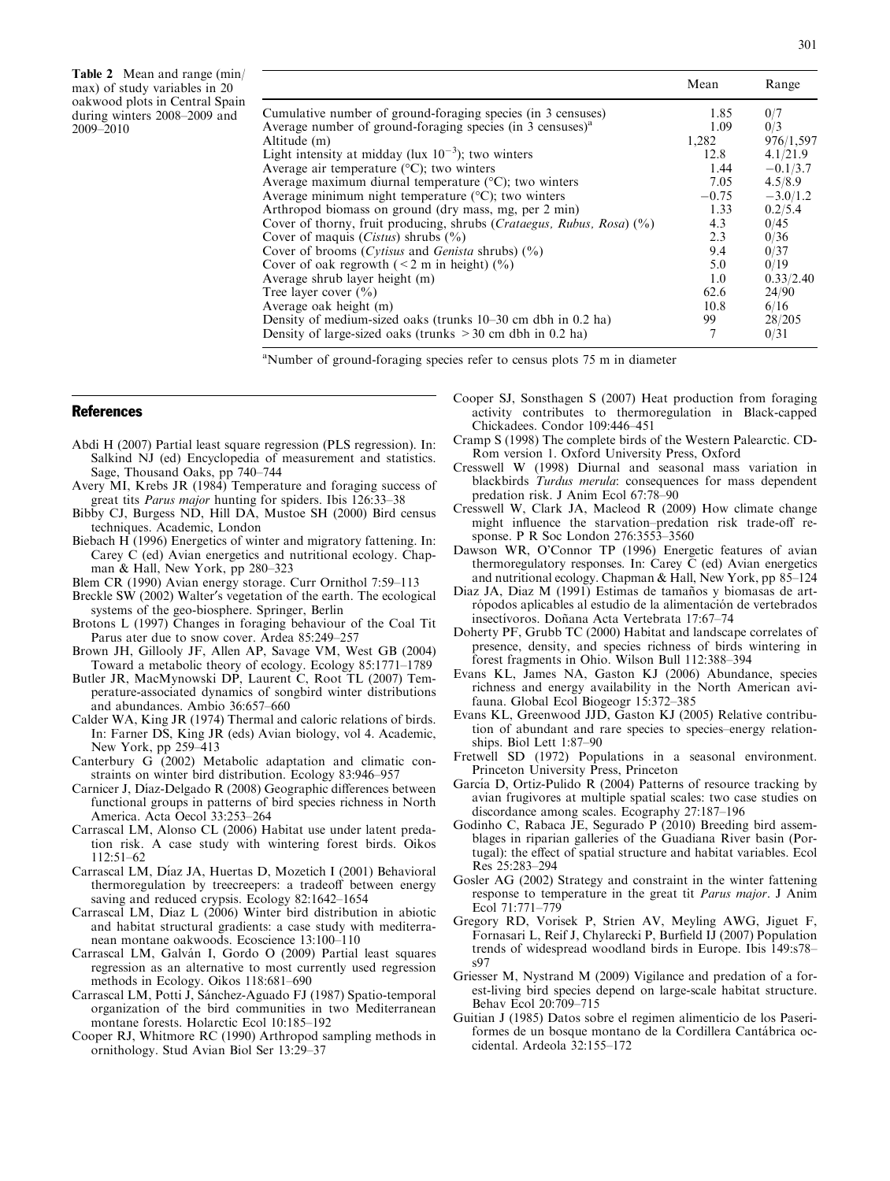**Table 2** Mean and range (min/max) of study variables in 20 oakwood plots in Central Spain during winters 2008–2009 and 2009–2010

| | Mean | Range |
|---|---|---|
| Cumulative number of ground-foraging species (in 3 censuses) | 1.85 | 0/7 |
| Average number of ground-foraging species (in 3 censuses)[a] | 1.09 | 0/3 |
| Altitude (m) | 1,282 | 976/1,597 |
| Light intensity at midday (lux $10^{-3}$); two winters | 12.8 | 4.1/21.9 |
| Average air temperature (°C); two winters | 1.44 | −0.1/3.7 |
| Average maximum diurnal temperature (°C); two winters | 7.05 | 4.5/8.9 |
| Average minimum night temperature (°C); two winters | −0.75 | −3.0/1.2 |
| Arthropod biomass on ground (dry mass, mg, per 2 min) | 1.33 | 0.2/5.4 |
| Cover of thorny, fruit producing, shrubs (*Crataegus, Rubus, Rosa*) (%) | 4.3 | 0/45 |
| Cover of maquis (*Cistus*) shrubs (%) | 2.3 | 0/36 |
| Cover of brooms (*Cytisus* and *Genista* shrubs) (%) | 9.4 | 0/37 |
| Cover of oak regrowth (< 2 m in height) (%) | 5.0 | 0/19 |
| Average shrub layer height (m) | 1.0 | 0.33/2.40 |
| Tree layer cover (%) | 62.6 | 24/90 |
| Average oak height (m) | 10.8 | 6/16 |
| Density of medium-sized oaks (trunks 10–30 cm dbh in 0.2 ha) | 99 | 28/205 |
| Density of large-sized oaks (trunks > 30 cm dbh in 0.2 ha) | 7 | 0/31 |

[a]Number of ground-foraging species refer to census plots 75 m in diameter

## References

Abdi H (2007) Partial least square regression (PLS regression). In: Salkind NJ (ed) Encyclopedia of measurement and statistics. Sage, Thousand Oaks, pp 740–744

Avery MI, Krebs JR (1984) Temperature and foraging success of great tits *Parus major* hunting for spiders. Ibis 126:33–38

Bibby CJ, Burgess ND, Hill DA, Mustoe SH (2000) Bird census techniques. Academic, London

Biebach H (1996) Energetics of winter and migratory fattening. In: Carey C (ed) Avian energetics and nutritional ecology. Chapman & Hall, New York, pp 280–323

Blem CR (1990) Avian energy storage. Curr Ornithol 7:59–113

Breckle SW (2002) Walter's vegetation of the earth. The ecological systems of the geo-biosphere. Springer, Berlin

Brotons L (1997) Changes in foraging behaviour of the Coal Tit Parus ater due to snow cover. Ardea 85:249–257

Brown JH, Gillooly JF, Allen AP, Savage VM, West GB (2004) Toward a metabolic theory of ecology. Ecology 85:1771–1789

Butler JR, MacMynowski DP, Laurent C, Root TL (2007) Temperature-associated dynamics of songbird winter distributions and abundances. Ambio 36:657–660

Calder WA, King JR (1974) Thermal and caloric relations of birds. In: Farner DS, King JR (eds) Avian biology, vol 4. Academic, New York, pp 259–413

Canterbury G (2002) Metabolic adaptation and climatic constraints on winter bird distribution. Ecology 83:946–957

Carnicer J, Díaz-Delgado R (2008) Geographic differences between functional groups in patterns of bird species richness in North America. Acta Oecol 33:253–264

Carrascal LM, Alonso CL (2006) Habitat use under latent predation risk. A case study with wintering forest birds. Oikos 112:51–62

Carrascal LM, Díaz JA, Huertas D, Mozetich I (2001) Behavioral thermoregulation by treecreepers: a tradeoff between energy saving and reduced crypsis. Ecology 82:1642–1654

Carrascal LM, Diaz L (2006) Winter bird distribution in abiotic and habitat structural gradients: a case study with mediterranean montane oakwoods. Ecoscience 13:100–110

Carrascal LM, Galván I, Gordo O (2009) Partial least squares regression as an alternative to most currently used regression methods in Ecology. Oikos 118:681–690

Carrascal LM, Potti J, Sánchez-Aguado FJ (1987) Spatio-temporal organization of the bird communities in two Mediterranean montane forests. Holarctic Ecol 10:185–192

Cooper RJ, Whitmore RC (1990) Arthropod sampling methods in ornithology. Stud Avian Biol Ser 13:29–37

Cooper SJ, Sonsthagen S (2007) Heat production from foraging activity contributes to thermoregulation in Black-capped Chickadees. Condor 109:446–451

Cramp S (1998) The complete birds of the Western Palearctic. CD-Rom version 1. Oxford University Press, Oxford

Cresswell W (1998) Diurnal and seasonal mass variation in blackbirds *Turdus merula*: consequences for mass dependent predation risk. J Anim Ecol 67:78–90

Cresswell W, Clark JA, Macleod R (2009) How climate change might influence the starvation–predation risk trade-off response. P R Soc London 276:3553–3560

Dawson WR, O'Connor TP (1996) Energetic features of avian thermoregulatory responses. In: Carey C (ed) Avian energetics and nutritional ecology. Chapman & Hall, New York, pp 85–124

Diaz JA, Diaz M (1991) Estimas de tamaños y biomasas de artrópodos aplicables al estudio de la alimentación de vertebrados insectívoros. Doñana Acta Vertebrata 17:67–74

Doherty PF, Grubb TC (2000) Habitat and landscape correlates of presence, density, and species richness of birds wintering in forest fragments in Ohio. Wilson Bull 112:388–394

Evans KL, James NA, Gaston KJ (2006) Abundance, species richness and energy availability in the North American avifauna. Global Ecol Biogeogr 15:372–385

Evans KL, Greenwood JJD, Gaston KJ (2005) Relative contribution of abundant and rare species to species–energy relationships. Biol Lett 1:87–90

Fretwell SD (1972) Populations in a seasonal environment. Princeton University Press, Princeton

García D, Ortiz-Pulido R (2004) Patterns of resource tracking by avian frugivores at multiple spatial scales: two case studies on discordance among scales. Ecography 27:187–196

Godinho C, Rabaca JE, Segurado P (2010) Breeding bird assemblages in riparian galleries of the Guadiana River basin (Portugal): the effect of spatial structure and habitat variables. Ecol Res 25:283–294

Gosler AG (2002) Strategy and constraint in the winter fattening response to temperature in the great tit *Parus major*. J Anim Ecol 71:771–779

Gregory RD, Vorisek P, Strien AV, Meyling AWG, Jiguet F, Fornasari L, Reif J, Chylarecki P, Burfield IJ (2007) Population trends of widespread woodland birds in Europe. Ibis 149:s78–s97

Griesser M, Nystrand M (2009) Vigilance and predation of a forest-living bird species depend on large-scale habitat structure. Behav Ecol 20:709–715

Guitian J (1985) Datos sobre el regimen alimenticio de los Paseriformes de un bosque montano de la Cordillera Cantábrica occidental. Ardeola 32:155–172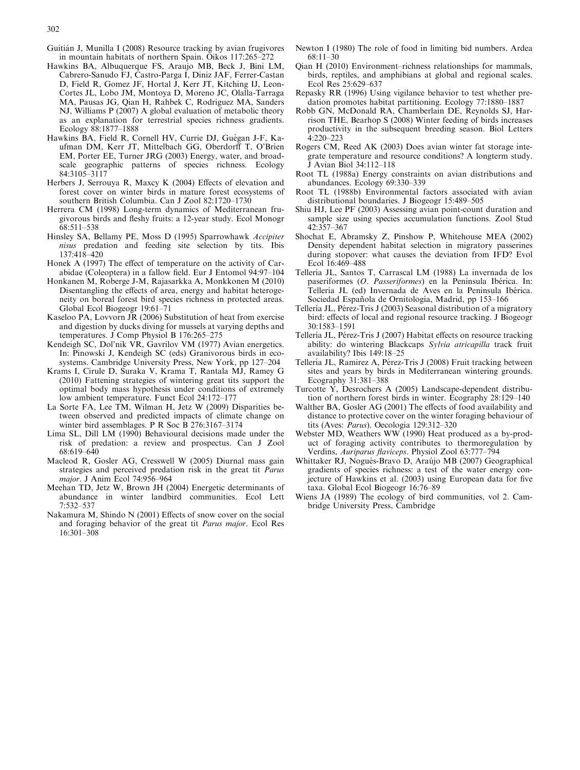Guitián J, Munilla I (2008) Resource tracking by avian frugivores in mountain habitats of northern Spain. Oikos 117:265–272

Hawkins BA, Albuquerque FS, Araujo MB, Beck J, Bini LM, Cabrero-Sanudo FJ, Castro-Parga I, Diniz JAF, Ferrer-Castan D, Field R, Gomez JF, Hortal J, Kerr JT, Kitching IJ, Leon-Cortes JL, Lobo JM, Montoya D, Moreno JC, Olalla-Tarraga MA, Pausas JG, Qian H, Rahbek C, Rodriguez MA, Sanders NJ, Williams P (2007) A global evaluation of metabolic theory as an explanation for terrestrial species richness gradients. Ecology 88:1877–1888

Hawkins BA, Field R, Cornell HV, Currie DJ, Guégan J-F, Kaufman DM, Kerr JT, Mittelbach GG, Oberdorff T, O'Brien EM, Porter EE, Turner JRG (2003) Energy, water, and broad-scale geographic patterns of species richness. Ecology 84:3105–3117

Herbers J, Serrouya R, Maxcy K (2004) Effects of elevation and forest cover on winter birds in mature forest ecosystems of southern British Columbia. Can J Zool 82:1720–1730

Herrera CM (1998) Long-term dynamics of Mediterranean frugivorous birds and fleshy fruits: a 12-year study. Ecol Monogr 68:511–538

Hinsley SA, Bellamy PE, Moss D (1995) Sparrowhawk *Accipiter nisus* predation and feeding site selection by tits. Ibis 137:418–420

Honek A (1997) The effect of temperature on the activity of Carabidae (Coleoptera) in a fallow field. Eur J Entomol 94:97–104

Honkanen M, Roberge J-M, Rajasarkka A, Monkkonen M (2010) Disentangling the effects of area, energy and habitat heterogeneity on boreal forest bird species richness in protected areas. Global Ecol Biogeogr 19:61–71

Kaseloo PA, Lovvorn JR (2006) Substitution of heat from exercise and digestion by ducks diving for mussels at varying depths and temperatures. J Comp Physiol B 176:265–275

Kendeigh SC, Dol'nik VR, Gavrilov VM (1977) Avian energetics. In: Pinowski J, Kendeigh SC (eds) Granivorous birds in ecosystems. Cambridge University Press, New York, pp 127–204

Krams I, Cirule D, Suraka V, Krama T, Rantala MJ, Ramey G (2010) Fattening strategies of wintering great tits support the optimal body mass hypothesis under conditions of extremely low ambient temperature. Funct Ecol 24:172–177

La Sorte FA, Lee TM, Wilman H, Jetz W (2009) Disparities between observed and predicted impacts of climate change on winter bird assemblages. P R Soc B 276:3167–3174

Lima SL, Dill LM (1990) Behavioural decisions made under the risk of predation: a review and prospectus. Can J Zool 68:619–640

Macleod R, Gosler AG, Cresswell W (2005) Diurnal mass gain strategies and perceived predation risk in the great tit *Parus major*. J Anim Ecol 74:956–964

Meehan TD, Jetz W, Brown JH (2004) Energetic determinants of abundance in winter landbird communities. Ecol Lett 7:532–537

Nakamura M, Shindo N (2001) Effects of snow cover on the social and foraging behavior of the great tit *Parus major*. Ecol Res 16:301–308

Newton I (1980) The role of food in limiting bid numbers. Ardea 68:11–30

Qian H (2010) Environment–richness relationships for mammals, birds, reptiles, and amphibians at global and regional scales. Ecol Res 25:629–637

Repasky RR (1996) Using vigilance behavior to test whether predation promotes habitat partitioning. Ecology 77:1880–1887

Robb GN, McDonald RA, Chamberlain DE, Reynolds SJ, Harrison THE, Bearhop S (2008) Winter feeding of birds increases productivity in the subsequent breeding season. Biol Letters 4:220–223

Rogers CM, Reed AK (2003) Does avian winter fat storage integrate temperature and resource conditions? A longterm study. J Avian Biol 34:112–118

Root TL (1988a) Energy constraints on avian distributions and abundances. Ecology 69:330–339

Root TL (1988b) Environmental factors associated with avian distributional boundaries. J Biogeogr 15:489–505

Shiu HJ, Lee PF (2003) Assessing avian point-count duration and sample size using species accumulation functions. Zool Stud 42:357–367

Shochat E, Abramsky Z, Pinshow P, Whitehouse MEA (2002) Density dependent habitat selection in migratory passerines during stopover: what causes the deviation from IFD? Evol Ecol 16:469–488

Tellería JL, Santos T, Carrascal LM (1988) La invernada de los paseriformes (*O. Passeriformes*) en la Península Ibérica. In: Tellería JL (ed) Invernada de Aves en la Peninsula Ibérica. Sociedad Española de Ornitología, Madrid, pp 153–166

Tellería JL, Pérez-Tris J (2003) Seasonal distribution of a migratory bird: effects of local and regional resource tracking. J Biogeogr 30:1583–1591

Tellería JL, Pérez-Tris J (2007) Habitat effects on resource tracking ability: do wintering Blackcaps *Sylvia atricapilla* track fruit availability? Ibis 149:18–25

Tellería JL, Ramirez A, Pérez-Tris J (2008) Fruit tracking between sites and years by birds in Mediterranean wintering grounds. Ecography 31:381–388

Turcotte Y, Desrochers A (2005) Landscape-dependent distribution of northern forest birds in winter. Ecography 28:129–140

Walther BA, Gosler AG (2001) The effects of food availability and distance to protective cover on the winter foraging behaviour of tits (Aves: *Parus*). Oecologia 129:312–320

Webster MD, Weathers WW (1990) Heat produced as a by-product of foraging activity contributes to thermoregulation by Verdins, *Auriparus flaviceps*. Physiol Zool 63:777–794

Whittaker RJ, Nogués-Bravo D, Araújo MB (2007) Geographical gradients of species richness: a test of the water energy conjecture of Hawkins et al. (2003) using European data for five taxa. Global Ecol Biogeogr 16:76–89

Wiens JA (1989) The ecology of bird communities, vol 2. Cambridge University Press, Cambridge